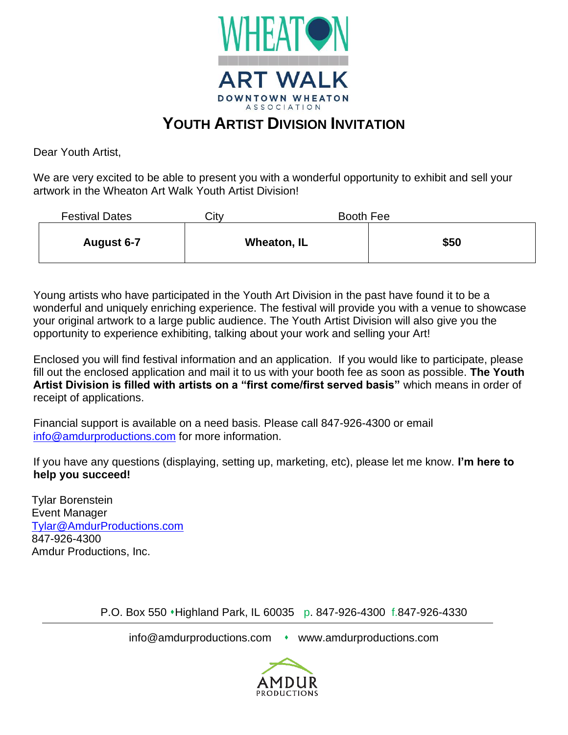WHEATON

ART WALK

DOWNTOWN WHEATON ASSOCIATION

# YOUTH ARTIST DIVISION INVITATION

Dear Youth Artist,

We are very excited to be able to present you with a wonderful opportunity to exhibit and sell your artwork in the Wheaton Art Walk Youth Artist Division!

| Festival Dates | City | Booth Fee |
|---|---|---|
| **August 6-7** | **Wheaton, IL** | **$50** |

Young artists who have participated in the Youth Art Division in the past have found it to be a wonderful and uniquely enriching experience. The festival will provide you with a venue to showcase your original artwork to a large public audience. The Youth Artist Division will also give you the opportunity to experience exhibiting, talking about your work and selling your Art!

Enclosed you will find festival information and an application. If you would like to participate, please fill out the enclosed application and mail it to us with your booth fee as soon as possible. **The Youth Artist Division is filled with artists on a "first come/first served basis"** which means in order of receipt of applications.

Financial support is available on a need basis. Please call 847-926-4300 or email info@amdurproductions.com for more information.

If you have any questions (displaying, setting up, marketing, etc), please let me know. **I'm here to help you succeed!**

Tylar Borenstein
Event Manager
Tylar@AmdurProductions.com
847-926-4300
Amdur Productions, Inc.

P.O. Box 550 • Highland Park, IL 60035 p. 847-926-4300 f.847-926-4330

info@amdurproductions.com • www.amdurproductions.com

AMDUR PRODUCTIONS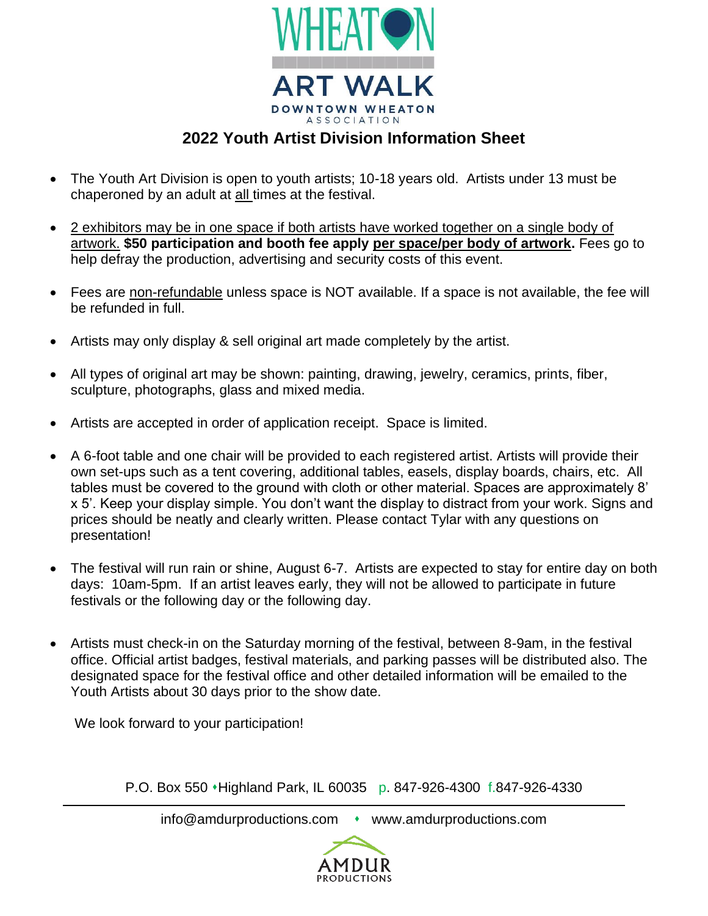WHEATON

ART WALK

DOWNTOWN WHEATON ASSOCIATION

## 2022 Youth Artist Division Information Sheet

- The Youth Art Division is open to youth artists; 10-18 years old. Artists under 13 must be chaperoned by an adult at all times at the festival.
- 2 exhibitors may be in one space if both artists have worked together on a single body of artwork. **$50 participation and booth fee apply per space/per body of artwork.** Fees go to help defray the production, advertising and security costs of this event.
- Fees are non-refundable unless space is NOT available. If a space is not available, the fee will be refunded in full.
- Artists may only display & sell original art made completely by the artist.
- All types of original art may be shown: painting, drawing, jewelry, ceramics, prints, fiber, sculpture, photographs, glass and mixed media.
- Artists are accepted in order of application receipt. Space is limited.
- A 6-foot table and one chair will be provided to each registered artist. Artists will provide their own set-ups such as a tent covering, additional tables, easels, display boards, chairs, etc. All tables must be covered to the ground with cloth or other material. Spaces are approximately 8' x 5'. Keep your display simple. You don't want the display to distract from your work. Signs and prices should be neatly and clearly written. Please contact Tylar with any questions on presentation!
- The festival will run rain or shine, August 6-7. Artists are expected to stay for entire day on both days: 10am-5pm. If an artist leaves early, they will not be allowed to participate in future festivals or the following day or the following day.
- Artists must check-in on the Saturday morning of the festival, between 8-9am, in the festival office. Official artist badges, festival materials, and parking passes will be distributed also. The designated space for the festival office and other detailed information will be emailed to the Youth Artists about 30 days prior to the show date.

We look forward to your participation!

P.O. Box 550 • Highland Park, IL 60035 p. 847-926-4300 f. 847-926-4330

info@amdurproductions.com • www.amdurproductions.com

AMDUR PRODUCTIONS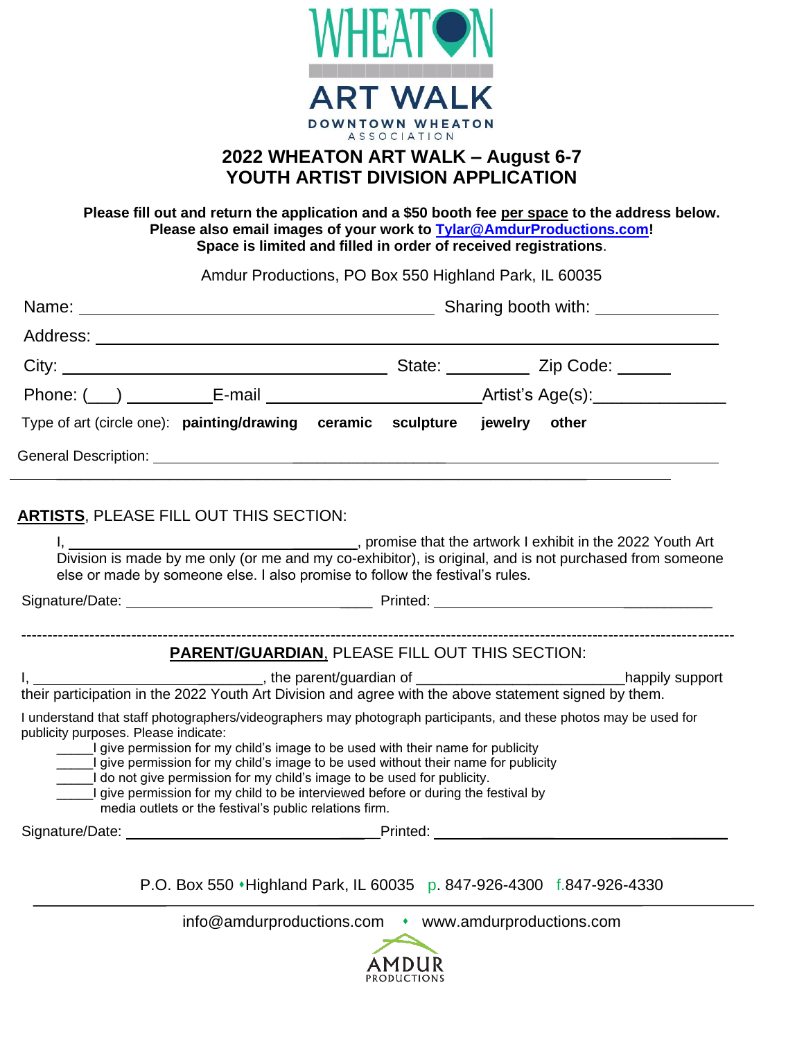WHEATON ART WALK

DOWNTOWN WHEATON ASSOCIATION

# 2022 WHEATON ART WALK – August 6-7
# YOUTH ARTIST DIVISION APPLICATION

**Please fill out and return the application and a $50 booth fee per space to the address below.**
**Please also email images of your work to Tylar@AmdurProductions.com!**
**Space is limited and filled in order of received registrations.**

Amdur Productions, PO Box 550 Highland Park, IL 60035

Name: ______________________________ Sharing booth with: ______________

Address: ________________________________________________________

City: ____________________________ State: _________ Zip Code: ______

Phone: (___) _________E-mail ______________________Artist's Age(s):______________

Type of art (circle one): **painting/drawing** **ceramic** **sculpture** **jewelry** **other**

General Description: ________________________________________________

________________________________________________________________

**ARTISTS**, PLEASE FILL OUT THIS SECTION:

I, ________________________________, promise that the artwork I exhibit in the 2022 Youth Art Division is made by me only (or me and my co-exhibitor), is original, and is not purchased from someone else or made by someone else. I also promise to follow the festival's rules.

Signature/Date: ______________________________ Printed: ______________________________

---

**PARENT/GUARDIAN**, PLEASE FILL OUT THIS SECTION:

I, ____________________________, the parent/guardian of _________________________happily support their participation in the 2022 Youth Art Division and agree with the above statement signed by them.

I understand that staff photographers/videographers may photograph participants, and these photos may be used for publicity purposes. Please indicate:

_____I give permission for my child's image to be used with their name for publicity
_____I give permission for my child's image to be used without their name for publicity
_____I do not give permission for my child's image to be used for publicity.
_____I give permission for my child to be interviewed before or during the festival by media outlets or the festival's public relations firm.

Signature/Date: ______________________________Printed: ______________________________

P.O. Box 550 • Highland Park, IL 60035 p. 847-926-4300 f.847-926-4330

info@amdurproductions.com • www.amdurproductions.com

AMDUR PRODUCTIONS